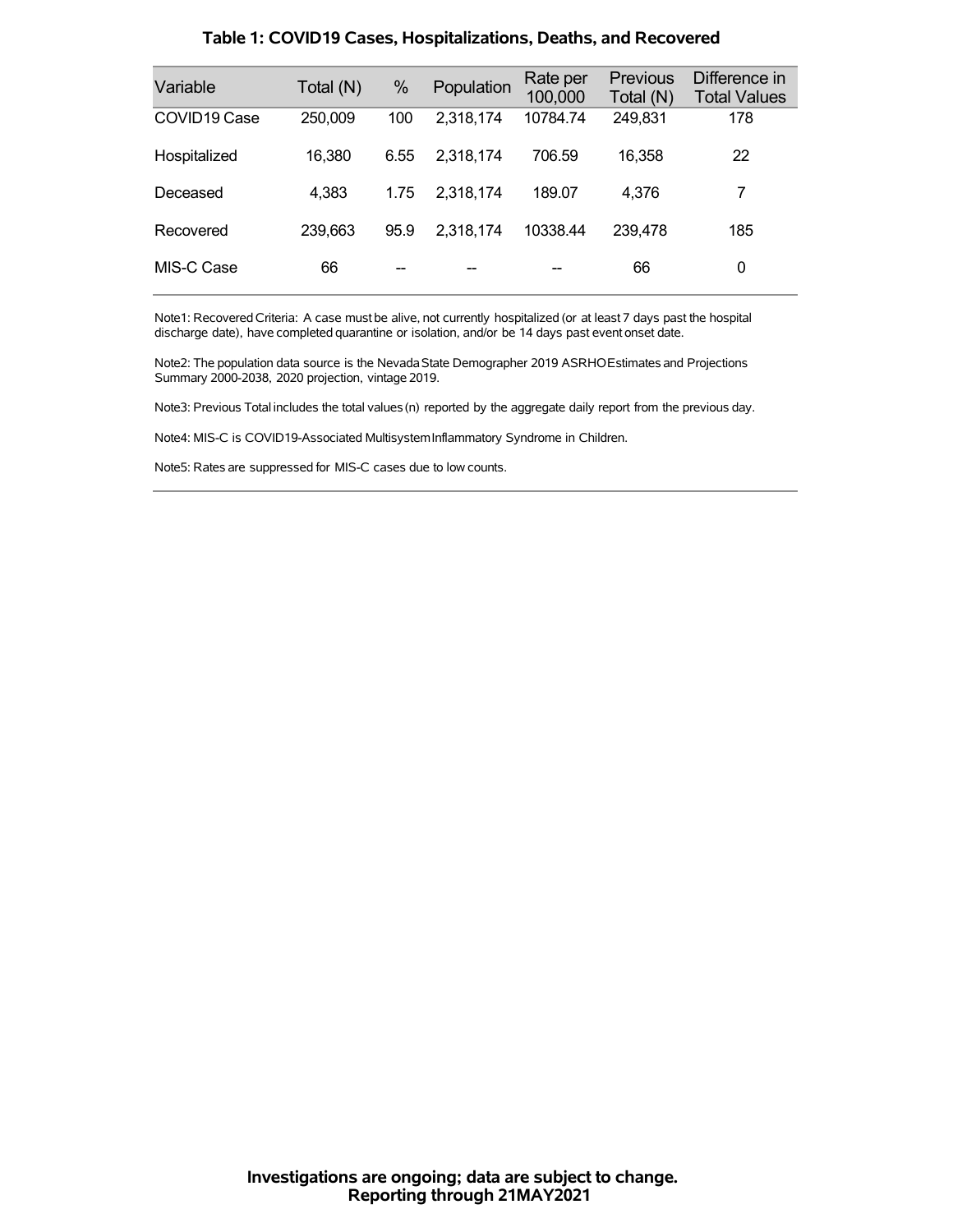## Table 1: COVID19 Cases, Hospitalizations, Deaths, and Recovered

| Variable | Total (N) | % | Population | Rate per 100,000 | Previous Total (N) | Difference in Total Values |
|---|---|---|---|---|---|---|
| COVID19 Case | 250,009 | 100 | 2,318,174 | 10784.74 | 249,831 | 178 |
| Hospitalized | 16,380 | 6.55 | 2,318,174 | 706.59 | 16,358 | 22 |
| Deceased | 4,383 | 1.75 | 2,318,174 | 189.07 | 4,376 | 7 |
| Recovered | 239,663 | 95.9 | 2,318,174 | 10338.44 | 239,478 | 185 |
| MIS-C Case | 66 | -- | -- | -- | 66 | 0 |

Note1: Recovered Criteria: A case must be alive, not currently hospitalized (or at least 7 days past the hospital discharge date), have completed quarantine or isolation, and/or be 14 days past event onset date.

Note2: The population data source is the Nevada State Demographer 2019 ASRHO Estimates and Projections Summary 2000-2038, 2020 projection, vintage 2019.

Note3: Previous Total includes the total values (n) reported by the aggregate daily report from the previous day.

Note4: MIS-C is COVID19-Associated Multisystem Inflammatory Syndrome in Children.

Note5: Rates are suppressed for MIS-C cases due to low counts.

**Investigations are ongoing; data are subject to change.**
**Reporting through 21MAY2021**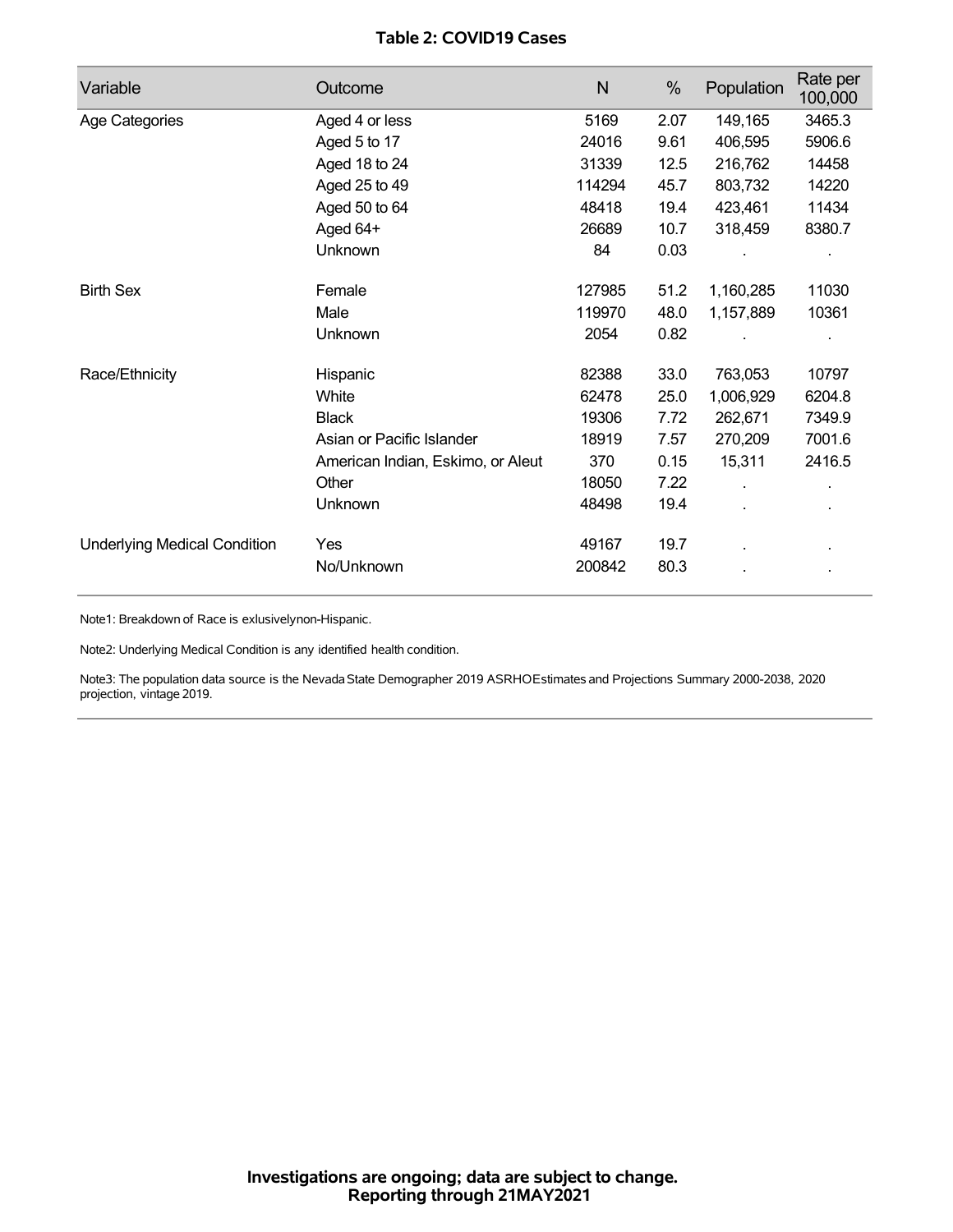**Table 2: COVID19 Cases**

| Variable | Outcome | N | % | Population | Rate per 100,000 |
|---|---|---|---|---|---|
| Age Categories | Aged 4 or less | 5169 | 2.07 | 149,165 | 3465.3 |
| | Aged 5 to 17 | 24016 | 9.61 | 406,595 | 5906.6 |
| | Aged 18 to 24 | 31339 | 12.5 | 216,762 | 14458 |
| | Aged 25 to 49 | 114294 | 45.7 | 803,732 | 14220 |
| | Aged 50 to 64 | 48418 | 19.4 | 423,461 | 11434 |
| | Aged 64+ | 26689 | 10.7 | 318,459 | 8380.7 |
| | Unknown | 84 | 0.03 | . | . |
| Birth Sex | Female | 127985 | 51.2 | 1,160,285 | 11030 |
| | Male | 119970 | 48.0 | 1,157,889 | 10361 |
| | Unknown | 2054 | 0.82 | . | . |
| Race/Ethnicity | Hispanic | 82388 | 33.0 | 763,053 | 10797 |
| | White | 62478 | 25.0 | 1,006,929 | 6204.8 |
| | Black | 19306 | 7.72 | 262,671 | 7349.9 |
| | Asian or Pacific Islander | 18919 | 7.57 | 270,209 | 7001.6 |
| | American Indian, Eskimo, or Aleut | 370 | 0.15 | 15,311 | 2416.5 |
| | Other | 18050 | 7.22 | . | . |
| | Unknown | 48498 | 19.4 | . | . |
| Underlying Medical Condition | Yes | 49167 | 19.7 | . | . |
| | No/Unknown | 200842 | 80.3 | . | . |

Note1: Breakdown of Race is exlusivelynon-Hispanic.

Note2: Underlying Medical Condition is any identified health condition.

Note3: The population data source is the Nevada State Demographer 2019 ASRHOEstimates and Projections Summary 2000-2038, 2020 projection, vintage 2019.

**Investigations are ongoing; data are subject to change.**
**Reporting through 21MAY2021**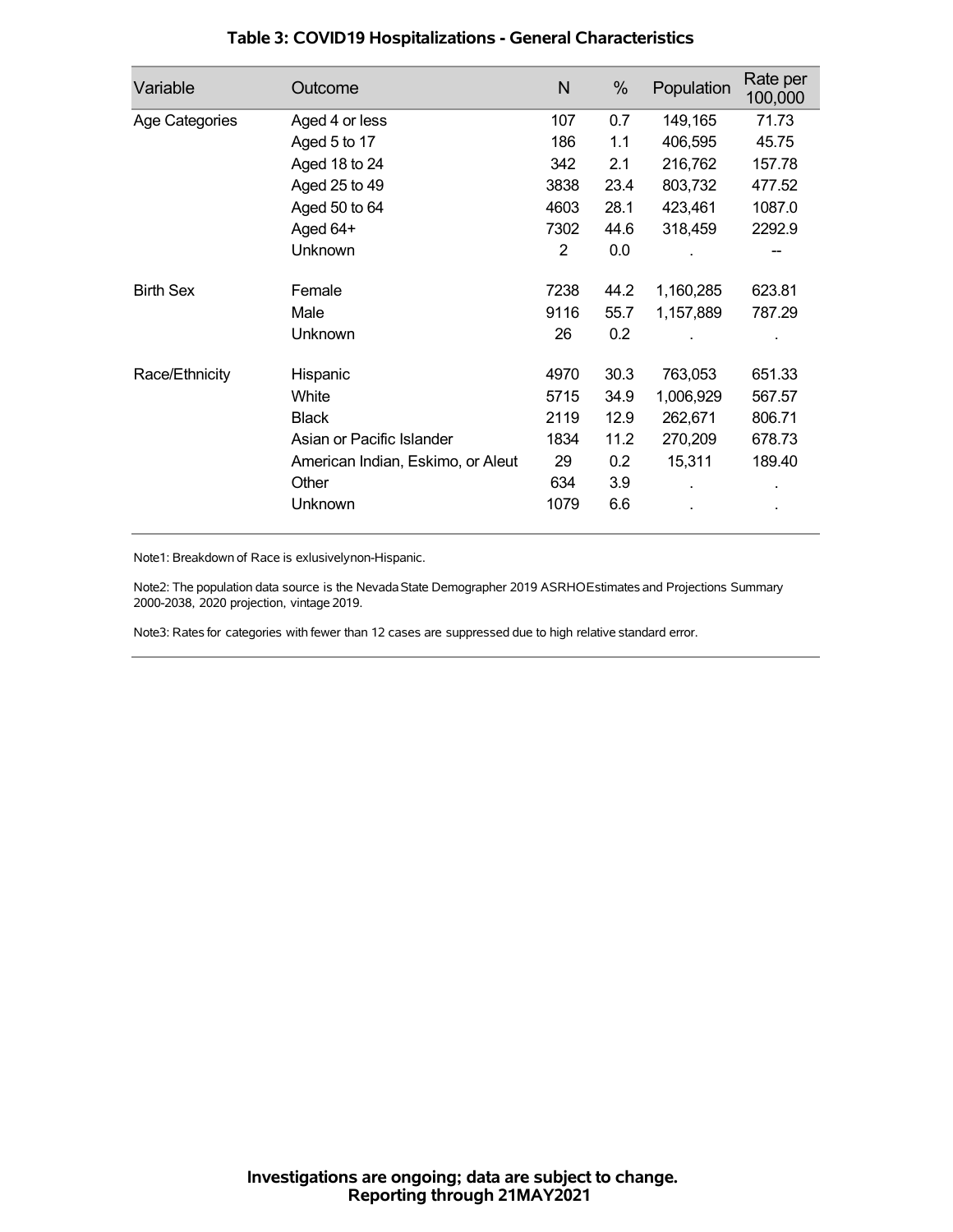## Table 3: COVID19 Hospitalizations - General Characteristics

| Variable | Outcome | N | % | Population | Rate per 100,000 |
|---|---|---|---|---|---|
| Age Categories | Aged 4 or less | 107 | 0.7 | 149,165 | 71.73 |
| | Aged 5 to 17 | 186 | 1.1 | 406,595 | 45.75 |
| | Aged 18 to 24 | 342 | 2.1 | 216,762 | 157.78 |
| | Aged 25 to 49 | 3838 | 23.4 | 803,732 | 477.52 |
| | Aged 50 to 64 | 4603 | 28.1 | 423,461 | 1087.0 |
| | Aged 64+ | 7302 | 44.6 | 318,459 | 2292.9 |
| | Unknown | 2 | 0.0 | . | -- |
| Birth Sex | Female | 7238 | 44.2 | 1,160,285 | 623.81 |
| | Male | 9116 | 55.7 | 1,157,889 | 787.29 |
| | Unknown | 26 | 0.2 | . | . |
| Race/Ethnicity | Hispanic | 4970 | 30.3 | 763,053 | 651.33 |
| | White | 5715 | 34.9 | 1,006,929 | 567.57 |
| | Black | 2119 | 12.9 | 262,671 | 806.71 |
| | Asian or Pacific Islander | 1834 | 11.2 | 270,209 | 678.73 |
| | American Indian, Eskimo, or Aleut | 29 | 0.2 | 15,311 | 189.40 |
| | Other | 634 | 3.9 | . | . |
| | Unknown | 1079 | 6.6 | . | . |

Note1: Breakdown of Race is exlusivelynon-Hispanic.

Note2: The population data source is the Nevada State Demographer 2019 ASRHOEstimates and Projections Summary 2000-2038, 2020 projection, vintage 2019.

Note3: Rates for categories with fewer than 12 cases are suppressed due to high relative standard error.

**Investigations are ongoing; data are subject to change.**
**Reporting through 21MAY2021**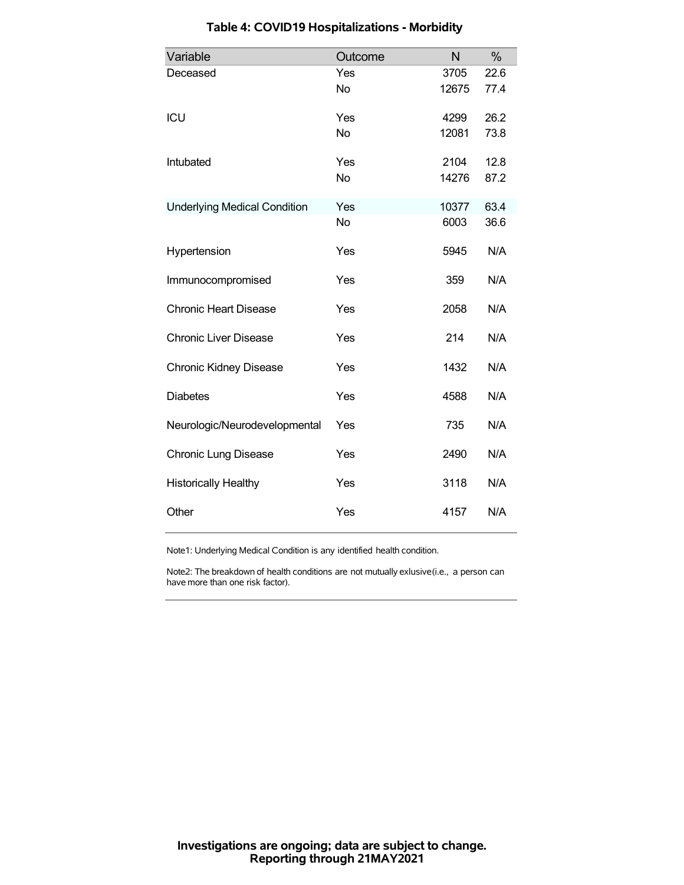## Table 4: COVID19 Hospitalizations - Morbidity

| Variable | Outcome | N | % |
|---|---|---|---|
| Deceased | Yes | 3705 | 22.6 |
| | No | 12675 | 77.4 |
| ICU | Yes | 4299 | 26.2 |
| | No | 12081 | 73.8 |
| Intubated | Yes | 2104 | 12.8 |
| | No | 14276 | 87.2 |
| Underlying Medical Condition | Yes | 10377 | 63.4 |
| | No | 6003 | 36.6 |
| Hypertension | Yes | 5945 | N/A |
| Immunocompromised | Yes | 359 | N/A |
| Chronic Heart Disease | Yes | 2058 | N/A |
| Chronic Liver Disease | Yes | 214 | N/A |
| Chronic Kidney Disease | Yes | 1432 | N/A |
| Diabetes | Yes | 4588 | N/A |
| Neurologic/Neurodevelopmental | Yes | 735 | N/A |
| Chronic Lung Disease | Yes | 2490 | N/A |
| Historically Healthy | Yes | 3118 | N/A |
| Other | Yes | 4157 | N/A |

Note1: Underlying Medical Condition is any identified health condition.

Note2: The breakdown of health conditions are not mutually exlusive(i.e., a person can have more than one risk factor).

**Investigations are ongoing; data are subject to change.**
**Reporting through 21MAY2021**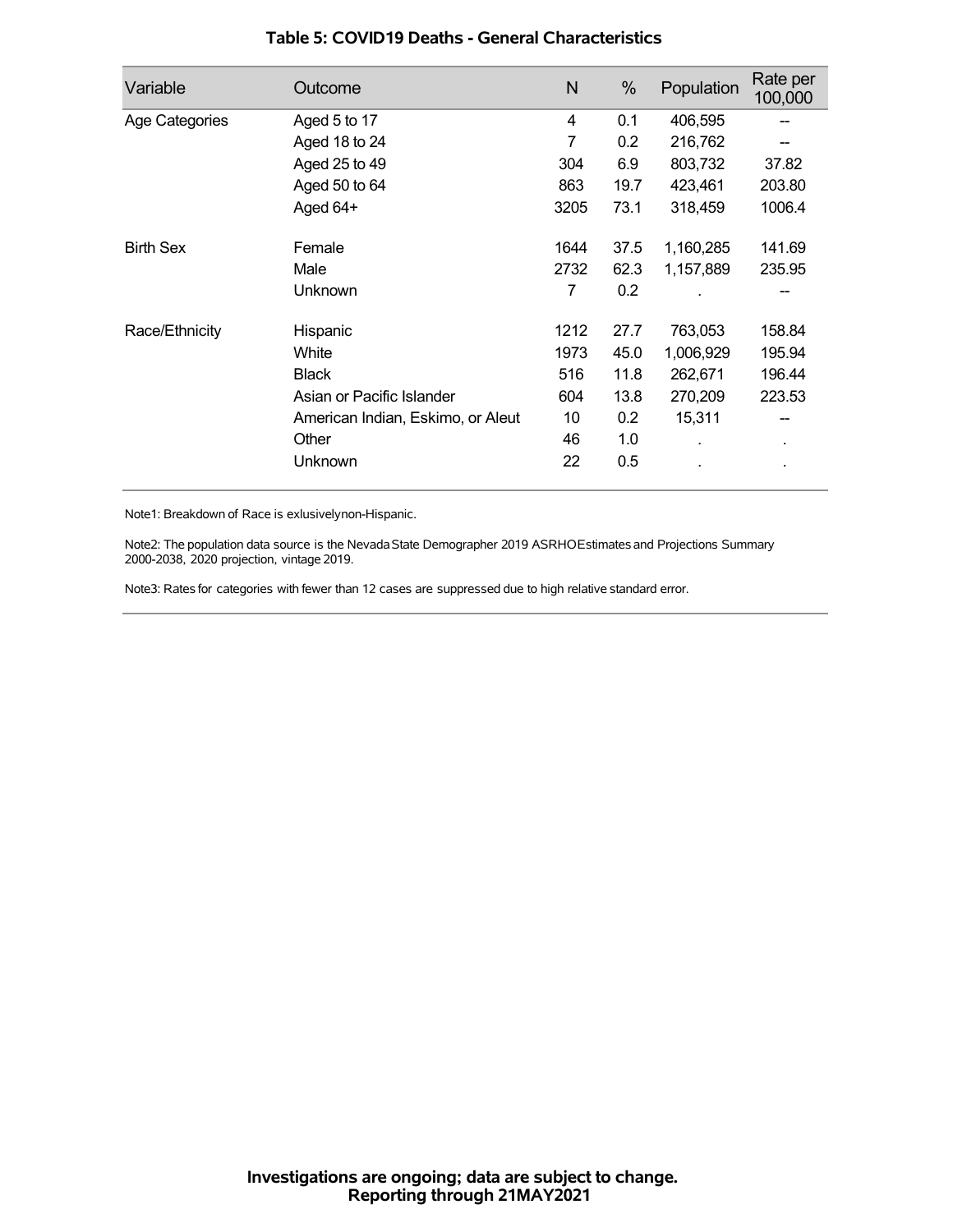## Table 5: COVID19 Deaths - General Characteristics

| Variable | Outcome | N | % | Population | Rate per 100,000 |
|---|---|---|---|---|---|
| Age Categories | Aged 5 to 17 | 4 | 0.1 | 406,595 | -- |
| | Aged 18 to 24 | 7 | 0.2 | 216,762 | -- |
| | Aged 25 to 49 | 304 | 6.9 | 803,732 | 37.82 |
| | Aged 50 to 64 | 863 | 19.7 | 423,461 | 203.80 |
| | Aged 64+ | 3205 | 73.1 | 318,459 | 1006.4 |
| Birth Sex | Female | 1644 | 37.5 | 1,160,285 | 141.69 |
| | Male | 2732 | 62.3 | 1,157,889 | 235.95 |
| | Unknown | 7 | 0.2 | . | -- |
| Race/Ethnicity | Hispanic | 1212 | 27.7 | 763,053 | 158.84 |
| | White | 1973 | 45.0 | 1,006,929 | 195.94 |
| | Black | 516 | 11.8 | 262,671 | 196.44 |
| | Asian or Pacific Islander | 604 | 13.8 | 270,209 | 223.53 |
| | American Indian, Eskimo, or Aleut | 10 | 0.2 | 15,311 | -- |
| | Other | 46 | 1.0 | . | . |
| | Unknown | 22 | 0.5 | . | . |

Note1: Breakdown of Race is exlusivelynon-Hispanic.

Note2: The population data source is the Nevada State Demographer 2019 ASRHOEstimates and Projections Summary 2000-2038, 2020 projection, vintage 2019.

Note3: Rates for categories with fewer than 12 cases are suppressed due to high relative standard error.

**Investigations are ongoing; data are subject to change.**
**Reporting through 21MAY2021**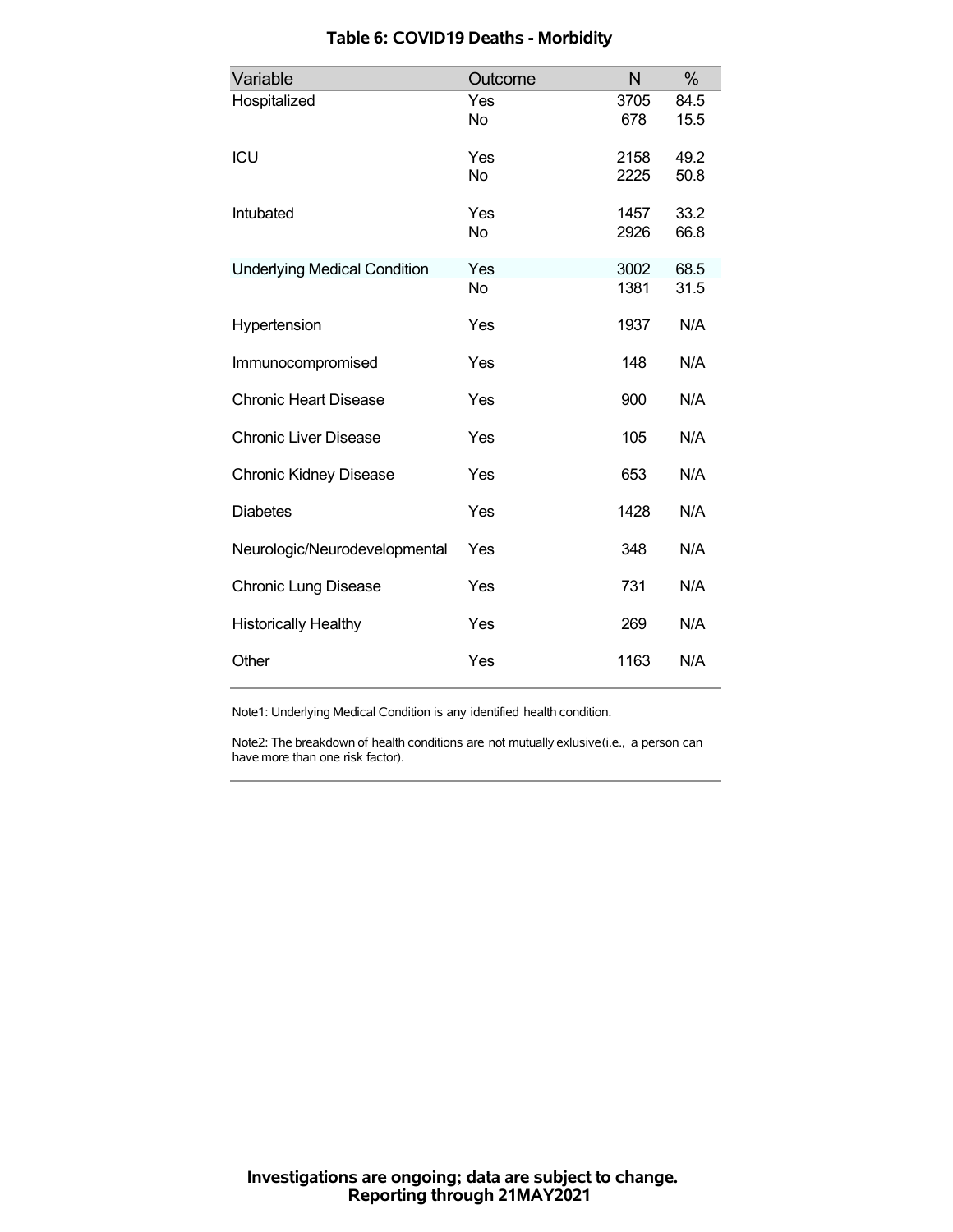## Table 6: COVID19 Deaths - Morbidity

| Variable | Outcome | N | % |
|---|---|---|---|
| Hospitalized | Yes | 3705 | 84.5 |
| | No | 678 | 15.5 |
| ICU | Yes | 2158 | 49.2 |
| | No | 2225 | 50.8 |
| Intubated | Yes | 1457 | 33.2 |
| | No | 2926 | 66.8 |
| Underlying Medical Condition | Yes | 3002 | 68.5 |
| | No | 1381 | 31.5 |
| Hypertension | Yes | 1937 | N/A |
| Immunocompromised | Yes | 148 | N/A |
| Chronic Heart Disease | Yes | 900 | N/A |
| Chronic Liver Disease | Yes | 105 | N/A |
| Chronic Kidney Disease | Yes | 653 | N/A |
| Diabetes | Yes | 1428 | N/A |
| Neurologic/Neurodevelopmental | Yes | 348 | N/A |
| Chronic Lung Disease | Yes | 731 | N/A |
| Historically Healthy | Yes | 269 | N/A |
| Other | Yes | 1163 | N/A |

Note1: Underlying Medical Condition is any identified health condition.

Note2: The breakdown of health conditions are not mutually exlusive(i.e., a person can have more than one risk factor).

**Investigations are ongoing; data are subject to change.**
**Reporting through 21MAY2021**